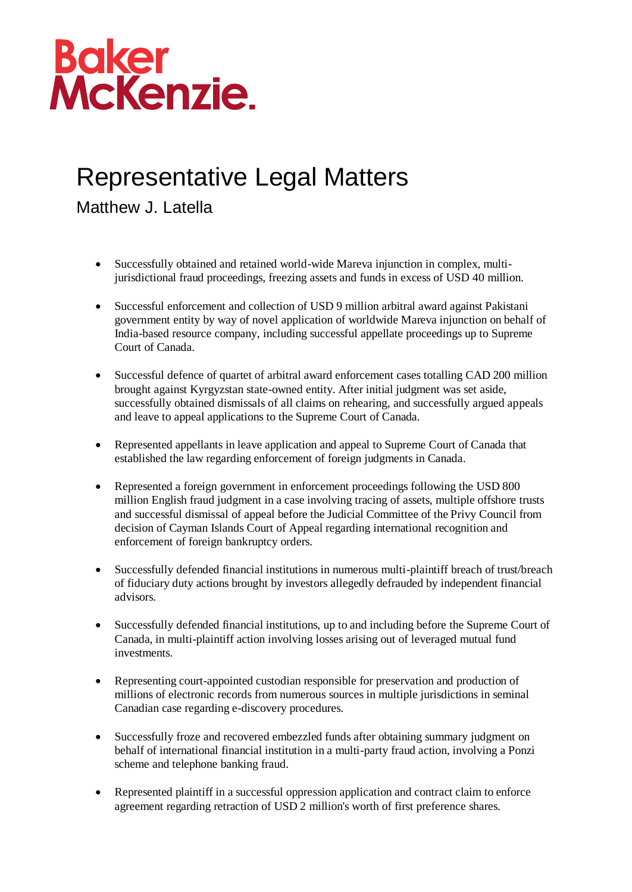Baker McKenzie.

# Representative Legal Matters

## Matthew J. Latella

- Successfully obtained and retained world-wide Mareva injunction in complex, multi-jurisdictional fraud proceedings, freezing assets and funds in excess of USD 40 million.

- Successful enforcement and collection of USD 9 million arbitral award against Pakistani government entity by way of novel application of worldwide Mareva injunction on behalf of India-based resource company, including successful appellate proceedings up to Supreme Court of Canada.

- Successful defence of quartet of arbitral award enforcement cases totalling CAD 200 million brought against Kyrgyzstan state-owned entity. After initial judgment was set aside, successfully obtained dismissals of all claims on rehearing, and successfully argued appeals and leave to appeal applications to the Supreme Court of Canada.

- Represented appellants in leave application and appeal to Supreme Court of Canada that established the law regarding enforcement of foreign judgments in Canada.

- Represented a foreign government in enforcement proceedings following the USD 800 million English fraud judgment in a case involving tracing of assets, multiple offshore trusts and successful dismissal of appeal before the Judicial Committee of the Privy Council from decision of Cayman Islands Court of Appeal regarding international recognition and enforcement of foreign bankruptcy orders.

- Successfully defended financial institutions in numerous multi-plaintiff breach of trust/breach of fiduciary duty actions brought by investors allegedly defrauded by independent financial advisors.

- Successfully defended financial institutions, up to and including before the Supreme Court of Canada, in multi-plaintiff action involving losses arising out of leveraged mutual fund investments.

- Representing court-appointed custodian responsible for preservation and production of millions of electronic records from numerous sources in multiple jurisdictions in seminal Canadian case regarding e-discovery procedures.

- Successfully froze and recovered embezzled funds after obtaining summary judgment on behalf of international financial institution in a multi-party fraud action, involving a Ponzi scheme and telephone banking fraud.

- Represented plaintiff in a successful oppression application and contract claim to enforce agreement regarding retraction of USD 2 million's worth of first preference shares.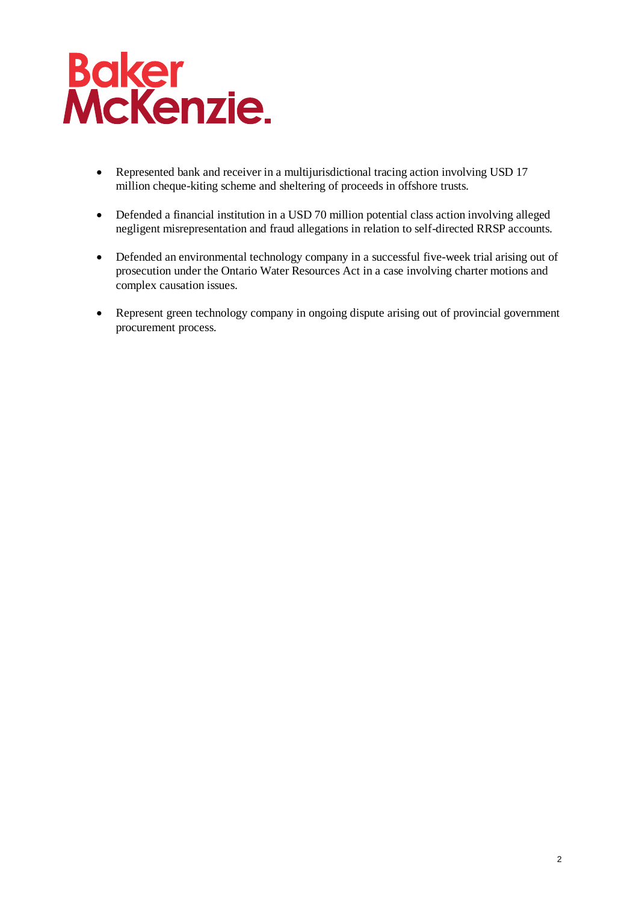- Represented bank and receiver in a multijurisdictional tracing action involving USD 17 million cheque-kiting scheme and sheltering of proceeds in offshore trusts.
- Defended a financial institution in a USD 70 million potential class action involving alleged negligent misrepresentation and fraud allegations in relation to self-directed RRSP accounts.
- Defended an environmental technology company in a successful five-week trial arising out of prosecution under the Ontario Water Resources Act in a case involving charter motions and complex causation issues.
- Represent green technology company in ongoing dispute arising out of provincial government procurement process.